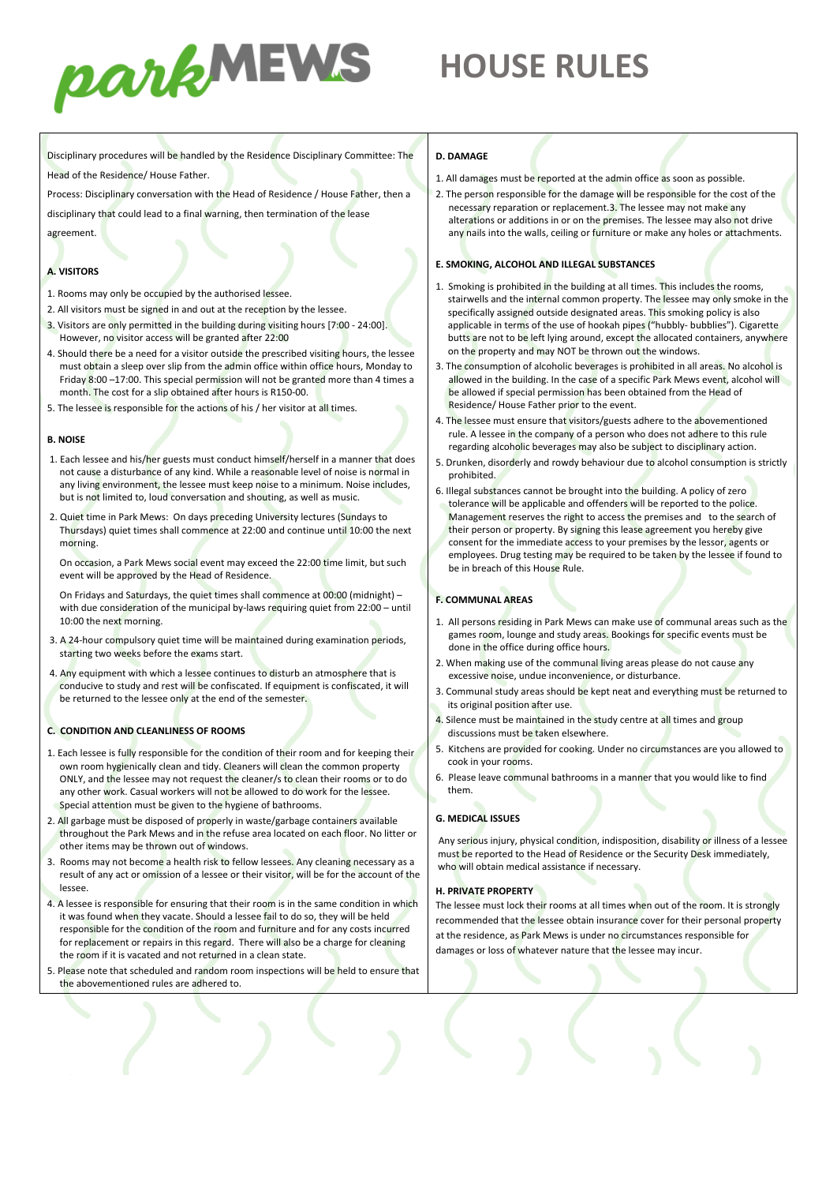# parkMEWS HOUSE RULES

Disciplinary procedures will be handled by the Residence Disciplinary Committee: The Head of the Residence/ House Father.

Process: Disciplinary conversation with the Head of Residence / House Father, then a disciplinary that could lead to a final warning, then termination of the lease agreement.

**A. VISITORS**

1. Rooms may only be occupied by the authorised lessee.
2. All visitors must be signed in and out at the reception by the lessee.
3. Visitors are only permitted in the building during visiting hours [7:00 - 24:00]. However, no visitor access will be granted after 22:00
4. Should there be a need for a visitor outside the prescribed visiting hours, the lessee must obtain a sleep over slip from the admin office within office hours, Monday to Friday 8:00 –17:00. This special permission will not be granted more than 4 times a month. The cost for a slip obtained after hours is R150-00.
5. The lessee is responsible for the actions of his / her visitor at all times.

**B. NOISE**

1. Each lessee and his/her guests must conduct himself/herself in a manner that does not cause a disturbance of any kind. While a reasonable level of noise is normal in any living environment, the lessee must keep noise to a minimum. Noise includes, but is not limited to, loud conversation and shouting, as well as music.
2. Quiet time in Park Mews: On days preceding University lectures (Sundays to Thursdays) quiet times shall commence at 22:00 and continue until 10:00 the next morning.

   On occasion, a Park Mews social event may exceed the 22:00 time limit, but such event will be approved by the Head of Residence.

   On Fridays and Saturdays, the quiet times shall commence at 00:00 (midnight) – with due consideration of the municipal by-laws requiring quiet from 22:00 – until 10:00 the next morning.
3. A 24-hour compulsory quiet time will be maintained during examination periods, starting two weeks before the exams start.
4. Any equipment with which a lessee continues to disturb an atmosphere that is conducive to study and rest will be confiscated. If equipment is confiscated, it will be returned to the lessee only at the end of the semester.

**C. CONDITION AND CLEANLINESS OF ROOMS**

1. Each lessee is fully responsible for the condition of their room and for keeping their own room hygienically clean and tidy. Cleaners will clean the common property ONLY, and the lessee may not request the cleaner/s to clean their rooms or to do any other work. Casual workers will not be allowed to do work for the lessee. Special attention must be given to the hygiene of bathrooms.
2. All garbage must be disposed of properly in waste/garbage containers available throughout the Park Mews and in the refuse area located on each floor. No litter or other items may be thrown out of windows.
3. Rooms may not become a health risk to fellow lessees. Any cleaning necessary as a result of any act or omission of a lessee or their visitor, will be for the account of the lessee.
4. A lessee is responsible for ensuring that their room is in the same condition in which it was found when they vacate. Should a lessee fail to do so, they will be held responsible for the condition of the room and furniture and for any costs incurred for replacement or repairs in this regard. There will also be a charge for cleaning the room if it is vacated and not returned in a clean state.
5. Please note that scheduled and random room inspections will be held to ensure that the abovementioned rules are adhered to.

**D. DAMAGE**

1. All damages must be reported at the admin office as soon as possible.
2. The person responsible for the damage will be responsible for the cost of the necessary reparation or replacement.3. The lessee may not make any alterations or additions in or on the premises. The lessee may also not drive any nails into the walls, ceiling or furniture or make any holes or attachments.

**E. SMOKING, ALCOHOL AND ILLEGAL SUBSTANCES**

1. Smoking is prohibited in the building at all times. This includes the rooms, stairwells and the internal common property. The lessee may only smoke in the specifically assigned outside designated areas. This smoking policy is also applicable in terms of the use of hookah pipes ("hubbly- bubblies"). Cigarette butts are not to be left lying around, except the allocated containers, anywhere on the property and may NOT be thrown out the windows.
3. The consumption of alcoholic beverages is prohibited in all areas. No alcohol is allowed in the building. In the case of a specific Park Mews event, alcohol will be allowed if special permission has been obtained from the Head of Residence/ House Father prior to the event.
4. The lessee must ensure that visitors/guests adhere to the abovementioned rule. A lessee in the company of a person who does not adhere to this rule regarding alcoholic beverages may also be subject to disciplinary action.
5. Drunken, disorderly and rowdy behaviour due to alcohol consumption is strictly prohibited.
6. Illegal substances cannot be brought into the building. A policy of zero tolerance will be applicable and offenders will be reported to the police. Management reserves the right to access the premises and to the search of their person or property. By signing this lease agreement you hereby give consent for the immediate access to your premises by the lessor, agents or employees. Drug testing may be required to be taken by the lessee if found to be in breach of this House Rule.

**F. COMMUNAL AREAS**

1. All persons residing in Park Mews can make use of communal areas such as the games room, lounge and study areas. Bookings for specific events must be done in the office during office hours.
2. When making use of the communal living areas please do not cause any excessive noise, undue inconvenience, or disturbance.
3. Communal study areas should be kept neat and everything must be returned to its original position after use.
4. Silence must be maintained in the study centre at all times and group discussions must be taken elsewhere.
5. Kitchens are provided for cooking. Under no circumstances are you allowed to cook in your rooms.
6. Please leave communal bathrooms in a manner that you would like to find them.

**G. MEDICAL ISSUES**

Any serious injury, physical condition, indisposition, disability or illness of a lessee must be reported to the Head of Residence or the Security Desk immediately, who will obtain medical assistance if necessary.

**H. PRIVATE PROPERTY**

The lessee must lock their rooms at all times when out of the room. It is strongly recommended that the lessee obtain insurance cover for their personal property at the residence, as Park Mews is under no circumstances responsible for damages or loss of whatever nature that the lessee may incur.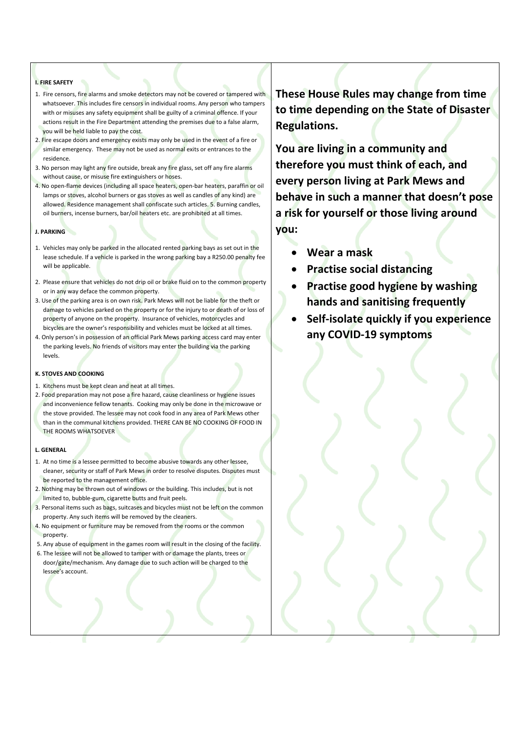**I. FIRE SAFETY**

1. Fire censors, fire alarms and smoke detectors may not be covered or tampered with whatsoever. This includes fire censors in individual rooms. Any person who tampers with or misuses any safety equipment shall be guilty of a criminal offence. If your actions result in the Fire Department attending the premises due to a false alarm, you will be held liable to pay the cost.
2. Fire escape doors and emergency exists may only be used in the event of a fire or similar emergency. These may not be used as normal exits or entrances to the residence.
3. No person may light any fire outside, break any fire glass, set off any fire alarms without cause, or misuse fire extinguishers or hoses.
4. No open-flame devices (including all space heaters, open-bar heaters, paraffin or oil lamps or stoves, alcohol burners or gas stoves as well as candles of any kind) are allowed. Residence management shall confiscate such articles. 5. Burning candles, oil burners, incense burners, bar/oil heaters etc. are prohibited at all times.

**J. PARKING**

1. Vehicles may only be parked in the allocated rented parking bays as set out in the lease schedule. If a vehicle is parked in the wrong parking bay a R250.00 penalty fee will be applicable.
2. Please ensure that vehicles do not drip oil or brake fluid on to the common property or in any way deface the common property.
3. Use of the parking area is on own risk. Park Mews will not be liable for the theft or damage to vehicles parked on the property or for the injury to or death of or loss of property of anyone on the property. Insurance of vehicles, motorcycles and bicycles are the owner's responsibility and vehicles must be locked at all times.
4. Only person's in possession of an official Park Mews parking access card may enter the parking levels. No friends of visitors may enter the building via the parking levels.

**K. STOVES AND COOKING**

1. Kitchens must be kept clean and neat at all times.
2. Food preparation may not pose a fire hazard, cause cleanliness or hygiene issues and inconvenience fellow tenants. Cooking may only be done in the microwave or the stove provided. The lessee may not cook food in any area of Park Mews other than in the communal kitchens provided. THERE CAN BE NO COOKING OF FOOD IN THE ROOMS WHATSOEVER

**L. GENERAL**

1. At no time is a lessee permitted to become abusive towards any other lessee, cleaner, security or staff of Park Mews in order to resolve disputes. Disputes must be reported to the management office.
2. Nothing may be thrown out of windows or the building. This includes, but is not limited to, bubble-gum, cigarette butts and fruit peels.
3. Personal items such as bags, suitcases and bicycles must not be left on the common property. Any such items will be removed by the cleaners.
4. No equipment or furniture may be removed from the rooms or the common property.
5. Any abuse of equipment in the games room will result in the closing of the facility.
6. The lessee will not be allowed to tamper with or damage the plants, trees or door/gate/mechanism. Any damage due to such action will be charged to the lessee's account.

**These House Rules may change from time to time depending on the State of Disaster Regulations.**

**You are living in a community and therefore you must think of each, and every person living at Park Mews and behave in such a manner that doesn't pose a risk for yourself or those living around you:**

- **Wear a mask**
- **Practise social distancing**
- **Practise good hygiene by washing hands and sanitising frequently**
- **Self-isolate quickly if you experience any COVID-19 symptoms**